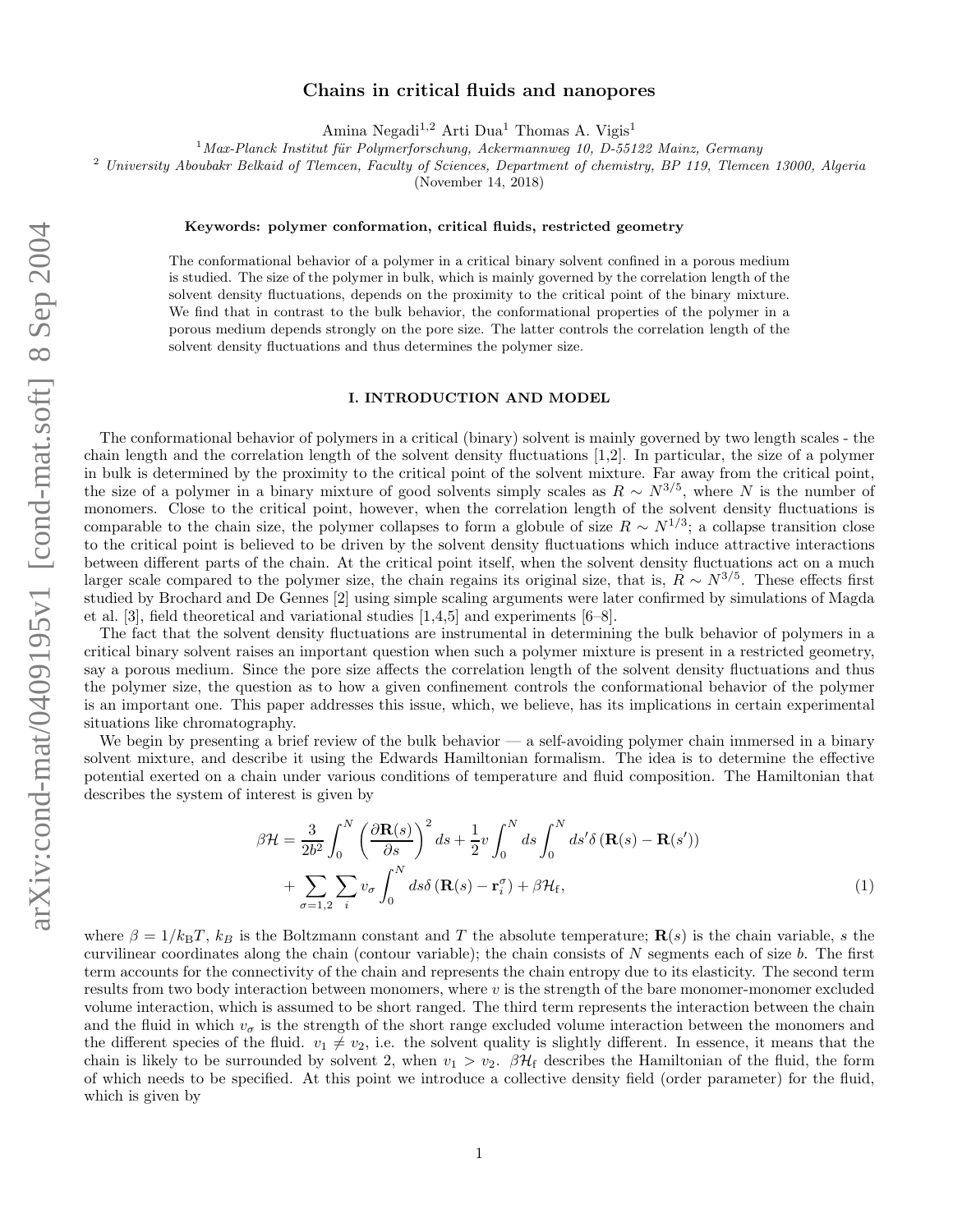# Chains in critical fluids and nanopores

Amina Negadi[1,2] Arti Dua[1] Thomas A. Vigis[1]

[1] *Max-Planck Institut für Polymerforschung, Ackermannweg 10, D-55122 Mainz, Germany*

[2] *University Aboubakr Belkaid of Tlemcen, Faculty of Sciences, Department of chemistry, BP 119, Tlemcen 13000, Algeria*

(November 14, 2018)

**Keywords: polymer conformation, critical fluids, restricted geometry**

The conformational behavior of a polymer in a critical binary solvent confined in a porous medium is studied. The size of the polymer in bulk, which is mainly governed by the correlation length of the solvent density fluctuations, depends on the proximity to the critical point of the binary mixture. We find that in contrast to the bulk behavior, the conformational properties of the polymer in a porous medium depends strongly on the pore size. The latter controls the correlation length of the solvent density fluctuations and thus determines the polymer size.

## I. INTRODUCTION AND MODEL

The conformational behavior of polymers in a critical (binary) solvent is mainly governed by two length scales - the chain length and the correlation length of the solvent density fluctuations [1,2]. In particular, the size of a polymer in bulk is determined by the proximity to the critical point of the solvent mixture. Far away from the critical point, the size of a polymer in a binary mixture of good solvents simply scales as $R \sim N^{3/5}$, where $N$ is the number of monomers. Close to the critical point, however, when the correlation length of the solvent density fluctuations is comparable to the chain size, the polymer collapses to form a globule of size $R \sim N^{1/3}$; a collapse transition close to the critical point is believed to be driven by the solvent density fluctuations which induce attractive interactions between different parts of the chain. At the critical point itself, when the solvent density fluctuations act on a much larger scale compared to the polymer size, the chain regains its original size, that is, $R \sim N^{3/5}$. These effects first studied by Brochard and De Gennes [2] using simple scaling arguments were later confirmed by simulations of Magda et al. [3], field theoretical and variational studies [1,4,5] and experiments [6–8].

The fact that the solvent density fluctuations are instrumental in determining the bulk behavior of polymers in a critical binary solvent raises an important question when such a polymer mixture is present in a restricted geometry, say a porous medium. Since the pore size affects the correlation length of the solvent density fluctuations and thus the polymer size, the question as to how a given confinement controls the conformational behavior of the polymer is an important one. This paper addresses this issue, which, we believe, has its implications in certain experimental situations like chromatography.

We begin by presenting a brief review of the bulk behavior — a self-avoiding polymer chain immersed in a binary solvent mixture, and describe it using the Edwards Hamiltonian formalism. The idea is to determine the effective potential exerted on a chain under various conditions of temperature and fluid composition. The Hamiltonian that describes the system of interest is given by

$$\beta\mathcal{H} = \frac{3}{2b^2}\int_0^N \left(\frac{\partial \mathbf{R}(s)}{\partial s}\right)^2 ds + \frac{1}{2}v\int_0^N ds\int_0^N ds'\delta\left(\mathbf{R}(s) - \mathbf{R}(s')\right) + \sum_{\sigma=1,2}\sum_i v_\sigma \int_0^N ds\delta\left(\mathbf{R}(s) - \mathbf{r}_i^\sigma\right) + \beta\mathcal{H}_\mathrm{f}, \tag{1}$$

where $\beta = 1/k_\mathrm{B}T$, $k_B$ is the Boltzmann constant and $T$ the absolute temperature; $\mathbf{R}(s)$ is the chain variable, $s$ the curvilinear coordinates along the chain (contour variable); the chain consists of $N$ segments each of size $b$. The first term accounts for the connectivity of the chain and represents the chain entropy due to its elasticity. The second term results from two body interaction between monomers, where $v$ is the strength of the bare monomer-monomer excluded volume interaction, which is assumed to be short ranged. The third term represents the interaction between the chain and the fluid in which $v_\sigma$ is the strength of the short range excluded volume interaction between the monomers and the different species of the fluid. $v_1 \neq v_2$, i.e. the solvent quality is slightly different. In essence, it means that the chain is likely to be surrounded by solvent 2, when $v_1 > v_2$. $\beta\mathcal{H}_\mathrm{f}$ describes the Hamiltonian of the fluid, the form of which needs to be specified. At this point we introduce a collective density field (order parameter) for the fluid, which is given by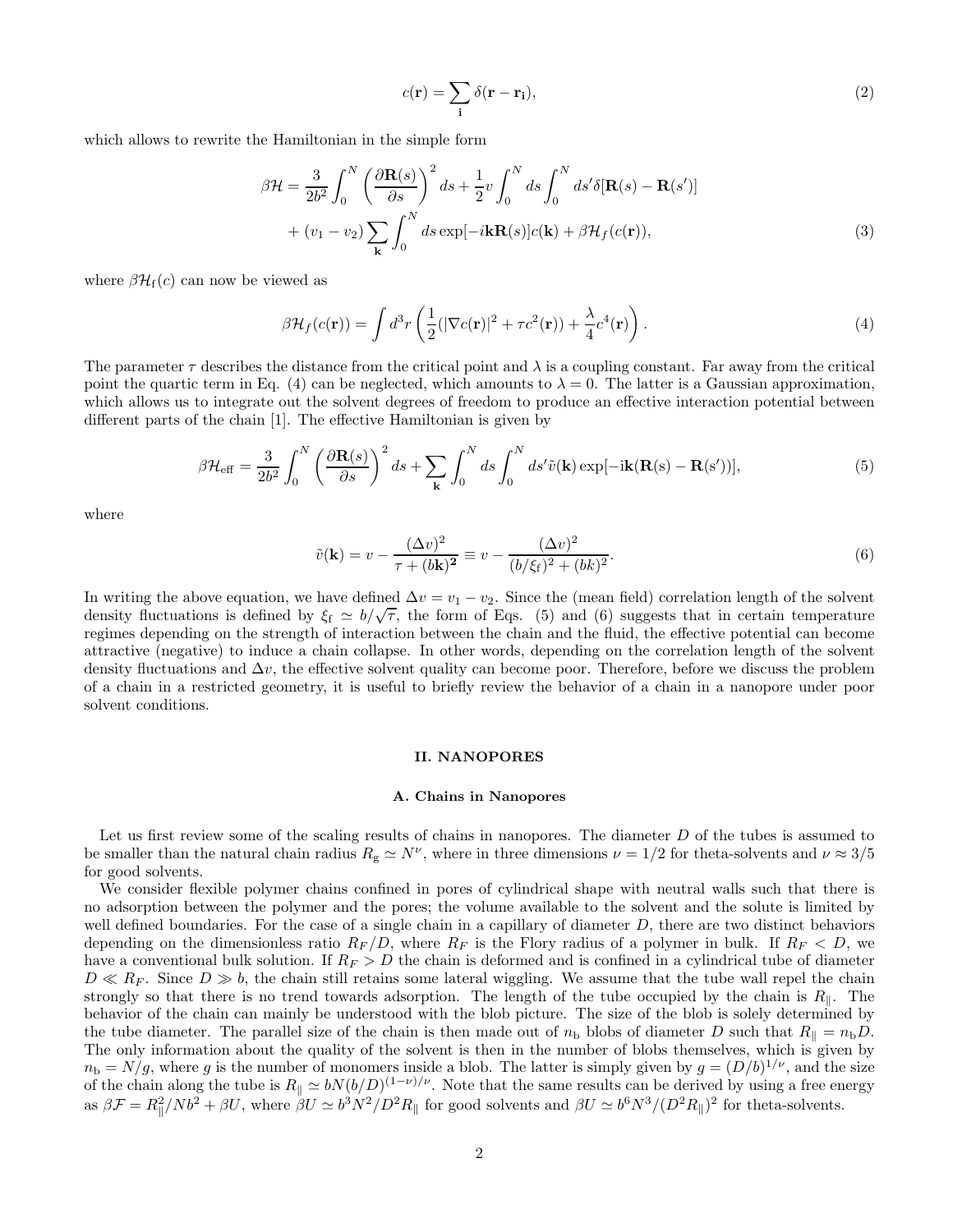$$c(\mathbf{r}) = \sum_{\mathbf{i}} \delta(\mathbf{r} - \mathbf{r_i}), \tag{2}$$

which allows to rewrite the Hamiltonian in the simple form

$$\beta\mathcal{H} = \frac{3}{2b^2} \int_0^N \left( \frac{\partial \mathbf{R}(s)}{\partial s} \right)^2 ds + \frac{1}{2} v \int_0^N ds \int_0^N ds' \delta[\mathbf{R}(s) - \mathbf{R}(s')]$$
$$+ (v_1 - v_2) \sum_{\mathbf{k}} \int_0^N ds \exp[-i\mathbf{k}\mathbf{R}(s)] c(\mathbf{k}) + \beta\mathcal{H}_f(c(\mathbf{r})), \tag{3}$$

where $\beta\mathcal{H}_{\mathrm{f}}(c)$ can now be viewed as

$$\beta\mathcal{H}_f(c(\mathbf{r})) = \int d^3r \left( \frac{1}{2}(|\nabla c(\mathbf{r})|^2 + \tau c^2(\mathbf{r})) + \frac{\lambda}{4} c^4(\mathbf{r}) \right). \tag{4}$$

The parameter $\tau$ describes the distance from the critical point and $\lambda$ is a coupling constant. Far away from the critical point the quartic term in Eq. (4) can be neglected, which amounts to $\lambda = 0$. The latter is a Gaussian approximation, which allows us to integrate out the solvent degrees of freedom to produce an effective interaction potential between different parts of the chain [1]. The effective Hamiltonian is given by

$$\beta\mathcal{H}_{\mathrm{eff}} = \frac{3}{2b^2} \int_0^N \left( \frac{\partial \mathbf{R}(s)}{\partial s} \right)^2 ds + \sum_{\mathbf{k}} \int_0^N ds \int_0^N ds' \tilde{v}(\mathbf{k}) \exp[-i\mathbf{k}(\mathbf{R}(s) - \mathbf{R}(s'))], \tag{5}$$

where

$$\tilde{v}(\mathbf{k}) = v - \frac{(\Delta v)^2}{\tau + (b\mathbf{k})^2} \equiv v - \frac{(\Delta v)^2}{(b/\xi_{\mathrm{f}})^2 + (bk)^2}. \tag{6}$$

In writing the above equation, we have defined $\Delta v = v_1 - v_2$. Since the (mean field) correlation length of the solvent density fluctuations is defined by $\xi_{\mathrm{f}} \simeq b/\sqrt{\tau}$, the form of Eqs. (5) and (6) suggests that in certain temperature regimes depending on the strength of interaction between the chain and the fluid, the effective potential can become attractive (negative) to induce a chain collapse. In other words, depending on the correlation length of the solvent density fluctuations and $\Delta v$, the effective solvent quality can become poor. Therefore, before we discuss the problem of a chain in a restricted geometry, it is useful to briefly review the behavior of a chain in a nanopore under poor solvent conditions.

## II. NANOPORES

### A. Chains in Nanopores

Let us first review some of the scaling results of chains in nanopores. The diameter $D$ of the tubes is assumed to be smaller than the natural chain radius $R_{\mathrm{g}} \simeq N^{\nu}$, where in three dimensions $\nu = 1/2$ for theta-solvents and $\nu \approx 3/5$ for good solvents.

We consider flexible polymer chains confined in pores of cylindrical shape with neutral walls such that there is no adsorption between the polymer and the pores; the volume available to the solvent and the solute is limited by well defined boundaries. For the case of a single chain in a capillary of diameter $D$, there are two distinct behaviors depending on the dimensionless ratio $R_F/D$, where $R_F$ is the Flory radius of a polymer in bulk. If $R_F < D$, we have a conventional bulk solution. If $R_F > D$ the chain is deformed and is confined in a cylindrical tube of diameter $D \ll R_F$. Since $D \gg b$, the chain still retains some lateral wiggling. We assume that the tube wall repel the chain strongly so that there is no trend towards adsorption. The length of the tube occupied by the chain is $R_{\parallel}$. The behavior of the chain can mainly be understood with the blob picture. The size of the blob is solely determined by the tube diameter. The parallel size of the chain is then made out of $n_{\mathrm{b}}$ blobs of diameter $D$ such that $R_{\parallel} = n_{\mathrm{b}} D$. The only information about the quality of the solvent is then in the number of blobs themselves, which is given by $n_{\mathrm{b}} = N/g$, where $g$ is the number of monomers inside a blob. The latter is simply given by $g = (D/b)^{1/\nu}$, and the size of the chain along the tube is $R_{\parallel} \simeq bN(b/D)^{(1-\nu)/\nu}$. Note that the same results can be derived by using a free energy as $\beta\mathcal{F} = R_{\parallel}^2/Nb^2 + \beta U$, where $\beta U \simeq b^3N^2/D^2R_{\parallel}$ for good solvents and $\beta U \simeq b^6N^3/(D^2R_{\parallel})^2$ for theta-solvents.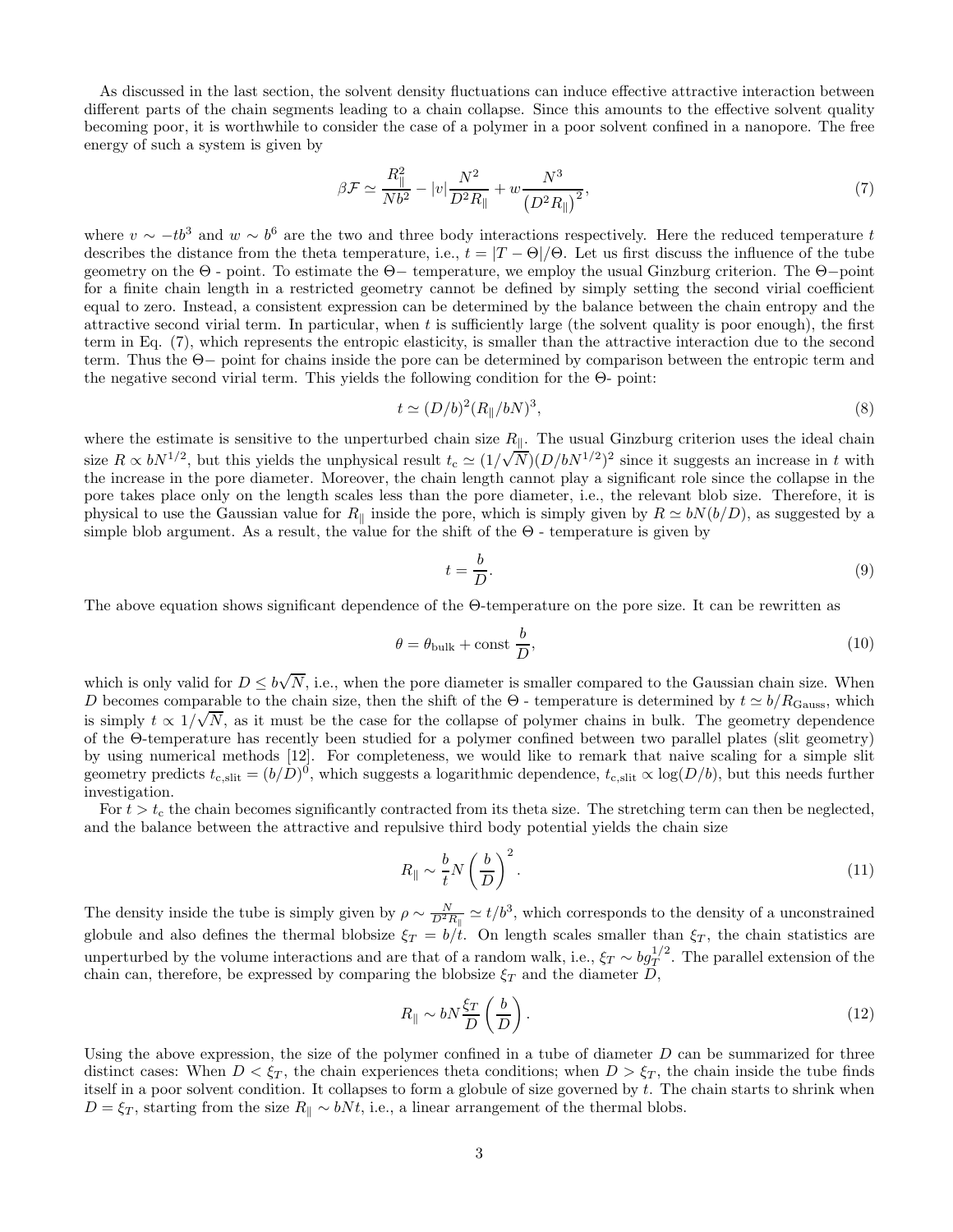As discussed in the last section, the solvent density fluctuations can induce effective attractive interaction between different parts of the chain segments leading to a chain collapse. Since this amounts to the effective solvent quality becoming poor, it is worthwhile to consider the case of a polymer in a poor solvent confined in a nanopore. The free energy of such a system is given by

$$\beta\mathcal{F} \simeq \frac{R_{\|}^2}{Nb^2} - |v|\frac{N^2}{D^2 R_{\|}} + w\frac{N^3}{\left(D^2 R_{\|}\right)^2}, \tag{7}$$

where $v \sim -tb^3$ and $w \sim b^6$ are the two and three body interactions respectively. Here the reduced temperature $t$ describes the distance from the theta temperature, i.e., $t = |T - \Theta|/\Theta$. Let us first discuss the influence of the tube geometry on the $\Theta$ - point. To estimate the $\Theta-$ temperature, we employ the usual Ginzburg criterion. The $\Theta-$point for a finite chain length in a restricted geometry cannot be defined by simply setting the second virial coefficient equal to zero. Instead, a consistent expression can be determined by the balance between the chain entropy and the attractive second virial term. In particular, when $t$ is sufficiently large (the solvent quality is poor enough), the first term in Eq. (7), which represents the entropic elasticity, is smaller than the attractive interaction due to the second term. Thus the $\Theta-$ point for chains inside the pore can be determined by comparison between the entropic term and the negative second virial term. This yields the following condition for the $\Theta$- point:

$$t \simeq (D/b)^2 (R_{\|}/bN)^3, \tag{8}$$

where the estimate is sensitive to the unperturbed chain size $R_{\|}$. The usual Ginzburg criterion uses the ideal chain size $R \propto bN^{1/2}$, but this yields the unphysical result $t_c \simeq (1/\sqrt{N})(D/bN^{1/2})^2$ since it suggests an increase in $t$ with the increase in the pore diameter. Moreover, the chain length cannot play a significant role since the collapse in the pore takes place only on the length scales less than the pore diameter, i.e., the relevant blob size. Therefore, it is physical to use the Gaussian value for $R_{\|}$ inside the pore, which is simply given by $R \simeq bN(b/D)$, as suggested by a simple blob argument. As a result, the value for the shift of the $\Theta$ - temperature is given by

$$t = \frac{b}{D}. \tag{9}$$

The above equation shows significant dependence of the $\Theta$-temperature on the pore size. It can be rewritten as

$$\theta = \theta_{\rm bulk} + {\rm const}\ \frac{b}{D}, \tag{10}$$

which is only valid for $D \leq b\sqrt{N}$, i.e., when the pore diameter is smaller compared to the Gaussian chain size. When $D$ becomes comparable to the chain size, then the shift of the $\Theta$ - temperature is determined by $t \simeq b/R_{\rm Gauss}$, which is simply $t \propto 1/\sqrt{N}$, as it must be the case for the collapse of polymer chains in bulk. The geometry dependence of the $\Theta$-temperature has recently been studied for a polymer confined between two parallel plates (slit geometry) by using numerical methods [12]. For completeness, we would like to remark that naive scaling for a simple slit geometry predicts $t_{\rm c,slit} = (b/D)^0$, which suggests a logarithmic dependence, $t_{\rm c,slit} \propto \log(D/b)$, but this needs further investigation.

For $t > t_{\rm c}$ the chain becomes significantly contracted from its theta size. The stretching term can then be neglected, and the balance between the attractive and repulsive third body potential yields the chain size

$$R_{\|} \sim \frac{b}{t} N \left(\frac{b}{D}\right)^2. \tag{11}$$

The density inside the tube is simply given by $\rho \sim \frac{N}{D^2 R_{\|}} \simeq t/b^3$, which corresponds to the density of a unconstrained globule and also defines the thermal blobsize $\xi_T = b/t$. On length scales smaller than $\xi_T$, the chain statistics are unperturbed by the volume interactions and are that of a random walk, i.e., $\xi_T \sim b g_T^{1/2}$. The parallel extension of the chain can, therefore, be expressed by comparing the blobsize $\xi_T$ and the diameter $D$,

$$R_{\|} \sim bN\frac{\xi_T}{D}\left(\frac{b}{D}\right). \tag{12}$$

Using the above expression, the size of the polymer confined in a tube of diameter $D$ can be summarized for three distinct cases: When $D < \xi_T$, the chain experiences theta conditions; when $D > \xi_T$, the chain inside the tube finds itself in a poor solvent condition. It collapses to form a globule of size governed by $t$. The chain starts to shrink when $D = \xi_T$, starting from the size $R_{\|} \sim bNt$, i.e., a linear arrangement of the thermal blobs.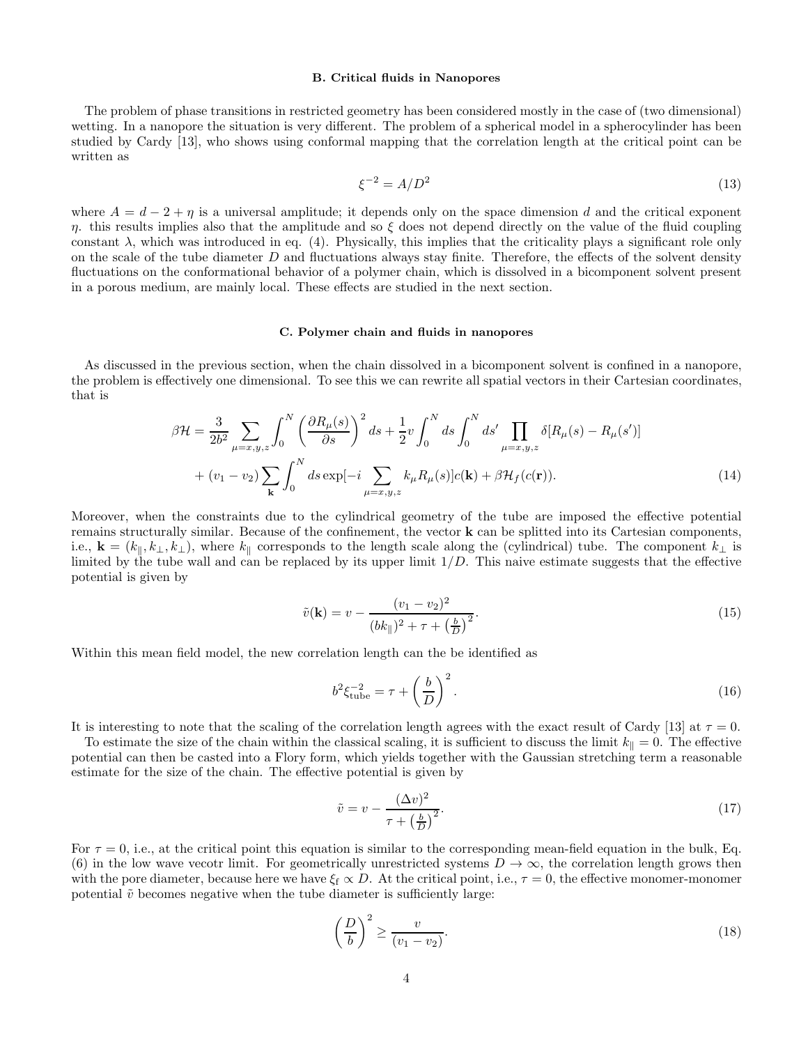### B. Critical fluids in Nanopores

The problem of phase transitions in restricted geometry has been considered mostly in the case of (two dimensional) wetting. In a nanopore the situation is very different. The problem of a spherical model in a spherocylinder has been studied by Cardy [13], who shows using conformal mapping that the correlation length at the critical point can be written as

$$\xi^{-2} = A/D^2 \tag{13}$$

where $A = d - 2 + \eta$ is a universal amplitude; it depends only on the space dimension $d$ and the critical exponent $\eta$. this results implies also that the amplitude and so $\xi$ does not depend directly on the value of the fluid coupling constant $\lambda$, which was introduced in eq. (4). Physically, this implies that the criticality plays a significant role only on the scale of the tube diameter $D$ and fluctuations always stay finite. Therefore, the effects of the solvent density fluctuations on the conformational behavior of a polymer chain, which is dissolved in a bicomponent solvent present in a porous medium, are mainly local. These effects are studied in the next section.

### C. Polymer chain and fluids in nanopores

As discussed in the previous section, when the chain dissolved in a bicomponent solvent is confined in a nanopore, the problem is effectively one dimensional. To see this we can rewrite all spatial vectors in their Cartesian coordinates, that is

$$\beta\mathcal{H} = \frac{3}{2b^2}\sum_{\mu=x,y,z}\int_0^N \left(\frac{\partial R_\mu(s)}{\partial s}\right)^2 ds + \frac{1}{2}v\int_0^N ds\int_0^N ds' \prod_{\mu=x,y,z}\delta[R_\mu(s) - R_\mu(s')]$$
$$+ (v_1 - v_2)\sum_{\mathbf{k}}\int_0^N ds \exp[-i\sum_{\mu=x,y,z}k_\mu R_\mu(s)]c(\mathbf{k}) + \beta\mathcal{H}_f(c(\mathbf{r})). \tag{14}$$

Moreover, when the constraints due to the cylindrical geometry of the tube are imposed the effective potential remains structurally similar. Because of the confinement, the vector $\mathbf{k}$ can be splitted into its Cartesian components, i.e., $\mathbf{k} = (k_\parallel, k_\perp, k_\perp)$, where $k_\parallel$ corresponds to the length scale along the (cylindrical) tube. The component $k_\perp$ is limited by the tube wall and can be replaced by its upper limit $1/D$. This naive estimate suggests that the effective potential is given by

$$\tilde{v}(\mathbf{k}) = v - \frac{(v_1 - v_2)^2}{(bk_\parallel)^2 + \tau + \left(\frac{b}{D}\right)^2}. \tag{15}$$

Within this mean field model, the new correlation length can the be identified as

$$b^2\xi_{\text{tube}}^{-2} = \tau + \left(\frac{b}{D}\right)^2. \tag{16}$$

It is interesting to note that the scaling of the correlation length agrees with the exact result of Cardy [13] at $\tau = 0$.

To estimate the size of the chain within the classical scaling, it is sufficient to discuss the limit $k_\parallel = 0$. The effective potential can then be casted into a Flory form, which yields together with the Gaussian stretching term a reasonable estimate for the size of the chain. The effective potential is given by

$$\tilde{v} = v - \frac{(\Delta v)^2}{\tau + \left(\frac{b}{D}\right)^2}. \tag{17}$$

For $\tau = 0$, i.e., at the critical point this equation is similar to the corresponding mean-field equation in the bulk, Eq. (6) in the low wave vecotr limit. For geometrically unrestricted systems $D \to \infty$, the correlation length grows then with the pore diameter, because here we have $\xi_\text{f} \propto D$. At the critical point, i.e., $\tau = 0$, the effective monomer-monomer potential $\tilde{v}$ becomes negative when the tube diameter is sufficiently large:

$$\left(\frac{D}{b}\right)^2 \geq \frac{v}{(v_1 - v_2)}. \tag{18}$$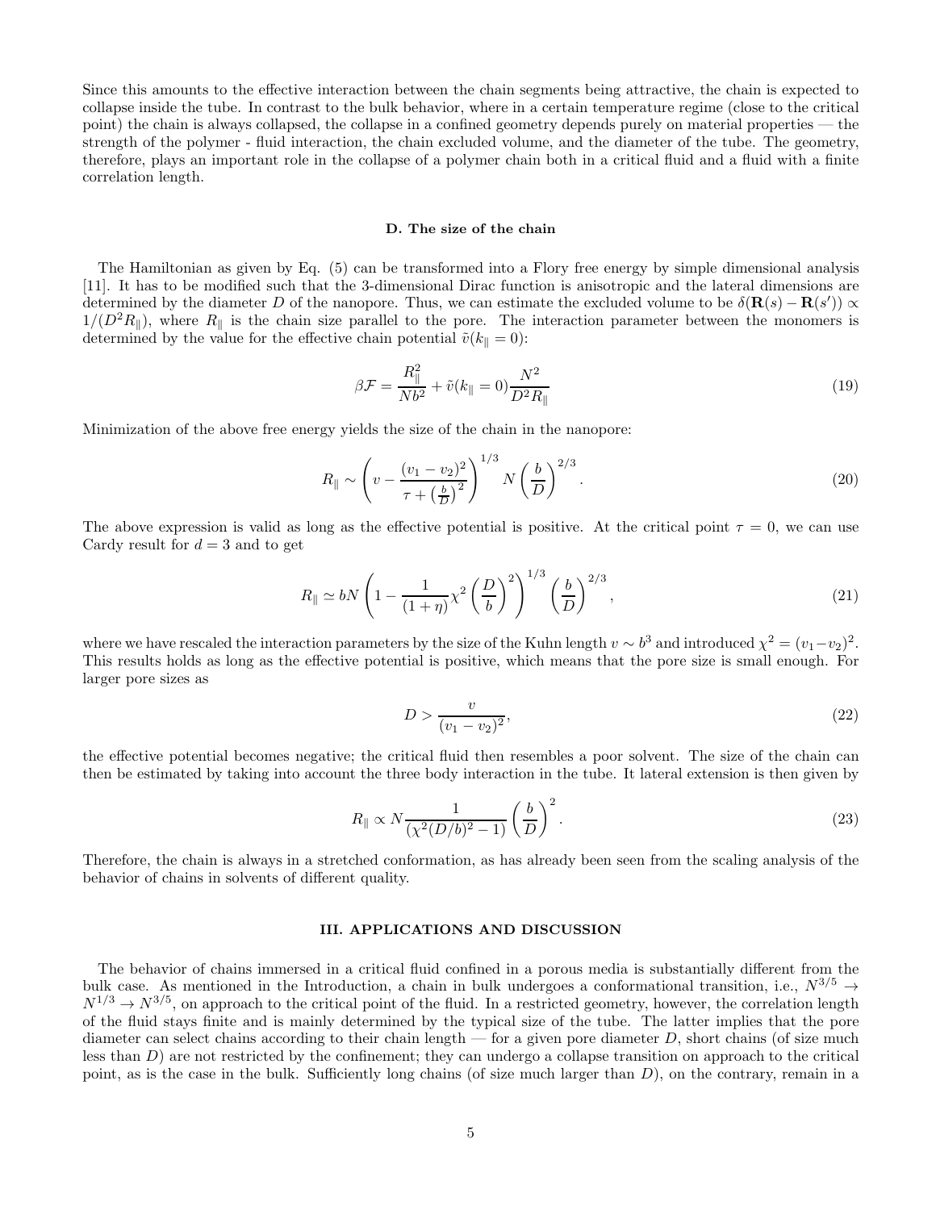Since this amounts to the effective interaction between the chain segments being attractive, the chain is expected to collapse inside the tube. In contrast to the bulk behavior, where in a certain temperature regime (close to the critical point) the chain is always collapsed, the collapse in a confined geometry depends purely on material properties — the strength of the polymer - fluid interaction, the chain excluded volume, and the diameter of the tube. The geometry, therefore, plays an important role in the collapse of a polymer chain both in a critical fluid and a fluid with a finite correlation length.

### D. The size of the chain

The Hamiltonian as given by Eq. (5) can be transformed into a Flory free energy by simple dimensional analysis [11]. It has to be modified such that the 3-dimensional Dirac function is anisotropic and the lateral dimensions are determined by the diameter $D$ of the nanopore. Thus, we can estimate the excluded volume to be $\delta(\mathbf{R}(s) - \mathbf{R}(s')) \propto 1/(D^2 R_\parallel)$, where $R_\parallel$ is the chain size parallel to the pore. The interaction parameter between the monomers is determined by the value for the effective chain potential $\tilde{v}(k_\parallel = 0)$:

$$\beta \mathcal{F} = \frac{R_\parallel^2}{N b^2} + \tilde{v}(k_\parallel = 0) \frac{N^2}{D^2 R_\parallel} \tag{19}$$

Minimization of the above free energy yields the size of the chain in the nanopore:

$$R_\parallel \sim \left( v - \frac{(v_1 - v_2)^2}{\tau + \left(\frac{b}{D}\right)^2} \right)^{1/3} N \left(\frac{b}{D}\right)^{2/3}. \tag{20}$$

The above expression is valid as long as the effective potential is positive. At the critical point $\tau = 0$, we can use Cardy result for $d = 3$ and to get

$$R_\parallel \simeq bN \left( 1 - \frac{1}{(1+\eta)} \chi^2 \left(\frac{D}{b}\right)^2 \right)^{1/3} \left(\frac{b}{D}\right)^{2/3}, \tag{21}$$

where we have rescaled the interaction parameters by the size of the Kuhn length $v \sim b^3$ and introduced $\chi^2 = (v_1 - v_2)^2$. This results holds as long as the effective potential is positive, which means that the pore size is small enough. For larger pore sizes as

$$D > \frac{v}{(v_1 - v_2)^2}, \tag{22}$$

the effective potential becomes negative; the critical fluid then resembles a poor solvent. The size of the chain can then be estimated by taking into account the three body interaction in the tube. It lateral extension is then given by

$$R_\parallel \propto N \frac{1}{(\chi^2 (D/b)^2 - 1)} \left(\frac{b}{D}\right)^2. \tag{23}$$

Therefore, the chain is always in a stretched conformation, as has already been seen from the scaling analysis of the behavior of chains in solvents of different quality.

## III. APPLICATIONS AND DISCUSSION

The behavior of chains immersed in a critical fluid confined in a porous media is substantially different from the bulk case. As mentioned in the Introduction, a chain in bulk undergoes a conformational transition, i.e., $N^{3/5} \rightarrow N^{1/3} \rightarrow N^{3/5}$, on approach to the critical point of the fluid. In a restricted geometry, however, the correlation length of the fluid stays finite and is mainly determined by the typical size of the tube. The latter implies that the pore diameter can select chains according to their chain length — for a given pore diameter $D$, short chains (of size much less than $D$) are not restricted by the confinement; they can undergo a collapse transition on approach to the critical point, as is the case in the bulk. Sufficiently long chains (of size much larger than $D$), on the contrary, remain in a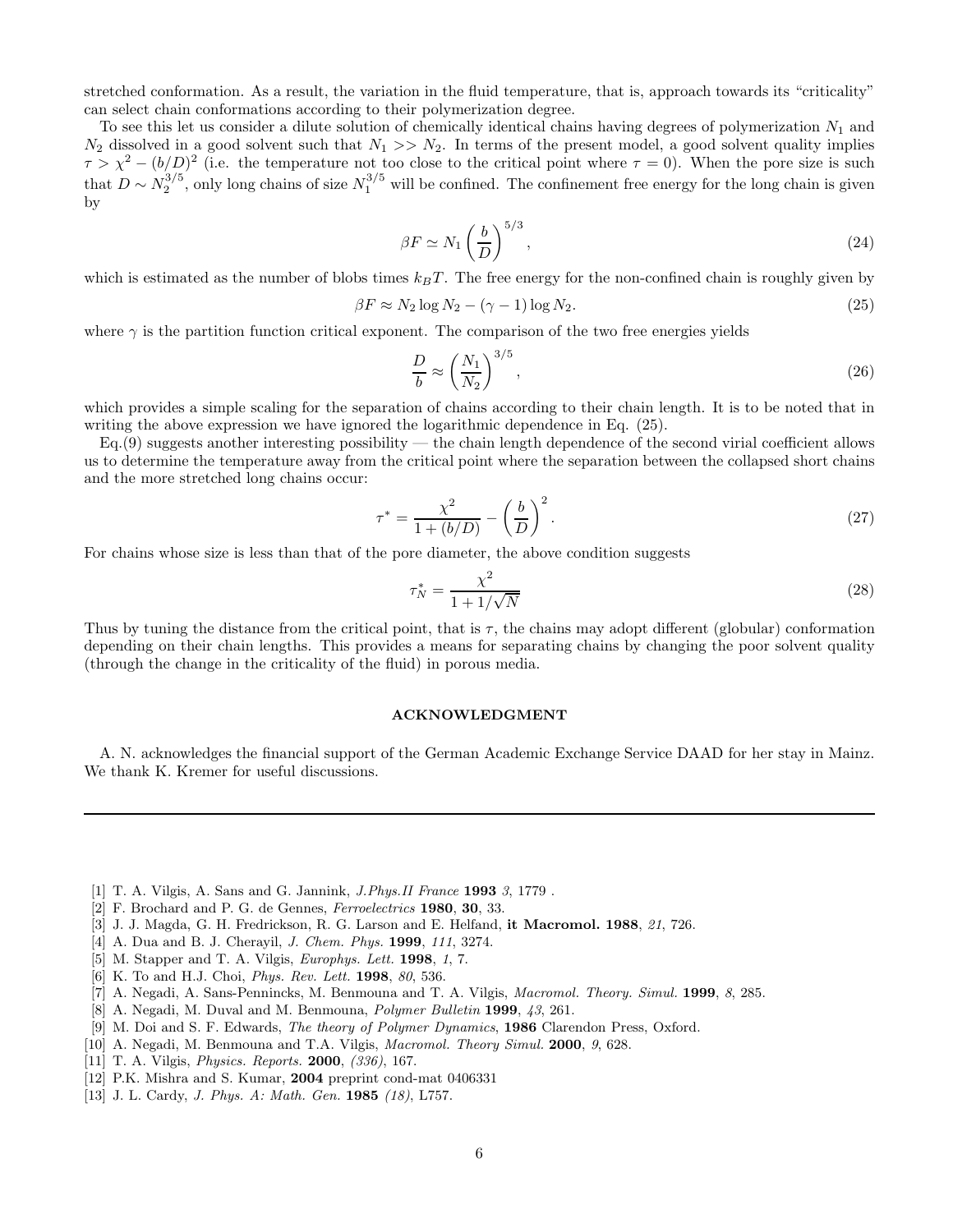stretched conformation. As a result, the variation in the fluid temperature, that is, approach towards its "criticality" can select chain conformations according to their polymerization degree.

To see this let us consider a dilute solution of chemically identical chains having degrees of polymerization $N_1$ and $N_2$ dissolved in a good solvent such that $N_1 >> N_2$. In terms of the present model, a good solvent quality implies $\tau > \chi^2 - (b/D)^2$ (i.e. the temperature not too close to the critical point where $\tau = 0$). When the pore size is such that $D \sim N_2^{3/5}$, only long chains of size $N_1^{3/5}$ will be confined. The confinement free energy for the long chain is given by

$$\beta F \simeq N_1 \left(\frac{b}{D}\right)^{5/3}, \tag{24}$$

which is estimated as the number of blobs times $k_B T$. The free energy for the non-confined chain is roughly given by

$$\beta F \approx N_2 \log N_2 - (\gamma - 1) \log N_2. \tag{25}$$

where $\gamma$ is the partition function critical exponent. The comparison of the two free energies yields

$$\frac{D}{b} \approx \left(\frac{N_1}{N_2}\right)^{3/5}, \tag{26}$$

which provides a simple scaling for the separation of chains according to their chain length. It is to be noted that in writing the above expression we have ignored the logarithmic dependence in Eq. (25).

Eq.(9) suggests another interesting possibility — the chain length dependence of the second virial coefficient allows us to determine the temperature away from the critical point where the separation between the collapsed short chains and the more stretched long chains occur:

$$\tau^* = \frac{\chi^2}{1 + (b/D)} - \left(\frac{b}{D}\right)^2. \tag{27}$$

For chains whose size is less than that of the pore diameter, the above condition suggests

$$\tau_N^* = \frac{\chi^2}{1 + 1/\sqrt{N}} \tag{28}$$

Thus by tuning the distance from the critical point, that is $\tau$, the chains may adopt different (globular) conformation depending on their chain lengths. This provides a means for separating chains by changing the poor solvent quality (through the change in the criticality of the fluid) in porous media.

## ACKNOWLEDGMENT

A. N. acknowledges the financial support of the German Academic Exchange Service DAAD for her stay in Mainz. We thank K. Kremer for useful discussions.

---

[1] T. A. Vilgis, A. Sans and G. Jannink, *J.Phys.II France* **1993** *3*, 1779 .
[2] F. Brochard and P. G. de Gennes, *Ferroelectrics* **1980**, **30**, 33.
[3] J. J. Magda, G. H. Fredrickson, R. G. Larson and E. Helfand, **it Macromol. 1988**, *21*, 726.
[4] A. Dua and B. J. Cherayil, *J. Chem. Phys.* **1999**, *111*, 3274.
[5] M. Stapper and T. A. Vilgis, *Europhys. Lett.* **1998**, *1*, 7.
[6] K. To and H.J. Choi, *Phys. Rev. Lett.* **1998**, *80*, 536.
[7] A. Negadi, A. Sans-Pennincks, M. Benmouna and T. A. Vilgis, *Macromol. Theory. Simul.* **1999**, *8*, 285.
[8] A. Negadi, M. Duval and M. Benmouna, *Polymer Bulletin* **1999**, *43*, 261.
[9] M. Doi and S. F. Edwards, *The theory of Polymer Dynamics*, **1986** Clarendon Press, Oxford.
[10] A. Negadi, M. Benmouna and T.A. Vilgis, *Macromol. Theory Simul.* **2000**, *9*, 628.
[11] T. A. Vilgis, *Physics. Reports.* **2000**, *(336)*, 167.
[12] P.K. Mishra and S. Kumar, **2004** preprint cond-mat 0406331
[13] J. L. Cardy, *J. Phys. A: Math. Gen.* **1985** *(18)*, L757.